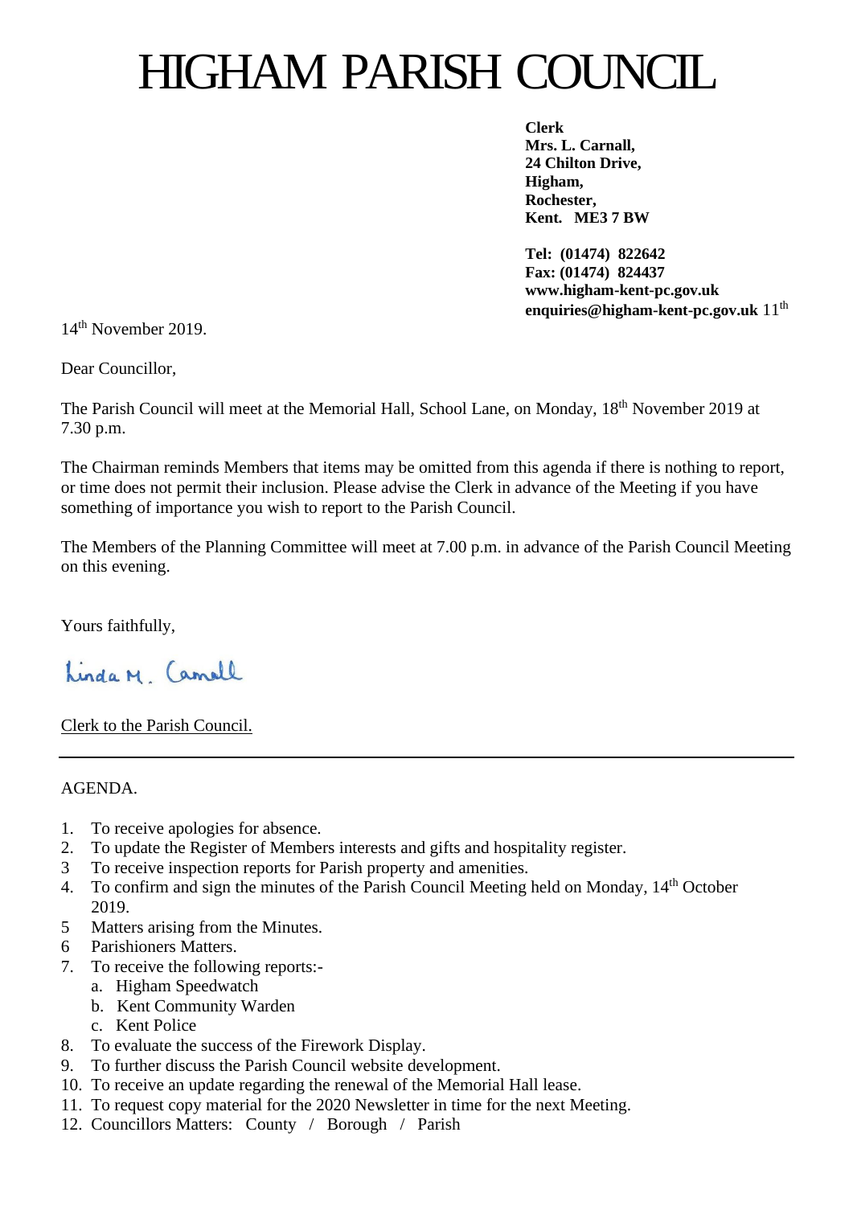// HIGHAM PARISH COUNCIL

# HIGHAM PARISH COUNCIL

**Clerk**
**Mrs. L. Carnall,**
**24 Chilton Drive,**
**Higham,**
**Rochester,**
**Kent. ME3 7 BW**

**Tel: (01474) 822642**
**Fax: (01474) 824437**
**www.higham-kent-pc.gov.uk**
**enquiries@higham-kent-pc.gov.uk** 11th

14th November 2019.

Dear Councillor,

The Parish Council will meet at the Memorial Hall, School Lane, on Monday, 18th November 2019 at 7.30 p.m.

The Chairman reminds Members that items may be omitted from this agenda if there is nothing to report, or time does not permit their inclusion. Please advise the Clerk in advance of the Meeting if you have something of importance you wish to report to the Parish Council.

The Members of the Planning Committee will meet at 7.00 p.m. in advance of the Parish Council Meeting on this evening.

Yours faithfully,

Linda M. Carnall

Clerk to the Parish Council.

---

AGENDA.

1. To receive apologies for absence.
2. To update the Register of Members interests and gifts and hospitality register.
3. To receive inspection reports for Parish property and amenities.
4. To confirm and sign the minutes of the Parish Council Meeting held on Monday, 14th October 2019.
5. Matters arising from the Minutes.
6. Parishioners Matters.
7. To receive the following reports:-
   a. Higham Speedwatch
   b. Kent Community Warden
   c. Kent Police
8. To evaluate the success of the Firework Display.
9. To further discuss the Parish Council website development.
10. To receive an update regarding the renewal of the Memorial Hall lease.
11. To request copy material for the 2020 Newsletter in time for the next Meeting.
12. Councillors Matters: County / Borough / Parish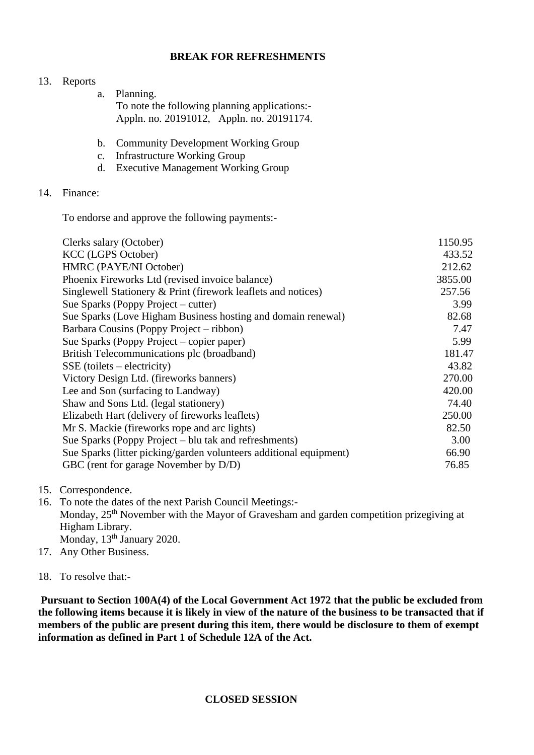**BREAK FOR REFRESHMENTS**

13. Reports
    a. Planning.
       To note the following planning applications:-
       Appln. no. 20191012, Appln. no. 20191174.

    b. Community Development Working Group
    c. Infrastructure Working Group
    d. Executive Management Working Group

14. Finance:

    To endorse and approve the following payments:-

| | |
|---|---|
| Clerks salary (October) | 1150.95 |
| KCC (LGPS October) | 433.52 |
| HMRC (PAYE/NI October) | 212.62 |
| Phoenix Fireworks Ltd (revised invoice balance) | 3855.00 |
| Singlewell Stationery & Print (firework leaflets and notices) | 257.56 |
| Sue Sparks (Poppy Project – cutter) | 3.99 |
| Sue Sparks (Love Higham Business hosting and domain renewal) | 82.68 |
| Barbara Cousins (Poppy Project – ribbon) | 7.47 |
| Sue Sparks (Poppy Project – copier paper) | 5.99 |
| British Telecommunications plc (broadband) | 181.47 |
| SSE (toilets – electricity) | 43.82 |
| Victory Design Ltd. (fireworks banners) | 270.00 |
| Lee and Son (surfacing to Landway) | 420.00 |
| Shaw and Sons Ltd. (legal stationery) | 74.40 |
| Elizabeth Hart (delivery of fireworks leaflets) | 250.00 |
| Mr S. Mackie (fireworks rope and arc lights) | 82.50 |
| Sue Sparks (Poppy Project – blu tak and refreshments) | 3.00 |
| Sue Sparks (litter picking/garden volunteers additional equipment) | 66.90 |
| GBC (rent for garage November by D/D) | 76.85 |

15. Correspondence.
16. To note the dates of the next Parish Council Meetings:-
    Monday, 25th November with the Mayor of Gravesham and garden competition prizegiving at Higham Library.
    Monday, 13th January 2020.
17. Any Other Business.

18. To resolve that:-

**Pursuant to Section 100A(4) of the Local Government Act 1972 that the public be excluded from the following items because it is likely in view of the nature of the business to be transacted that if members of the public are present during this item, there would be disclosure to them of exempt information as defined in Part 1 of Schedule 12A of the Act.**

**CLOSED SESSION**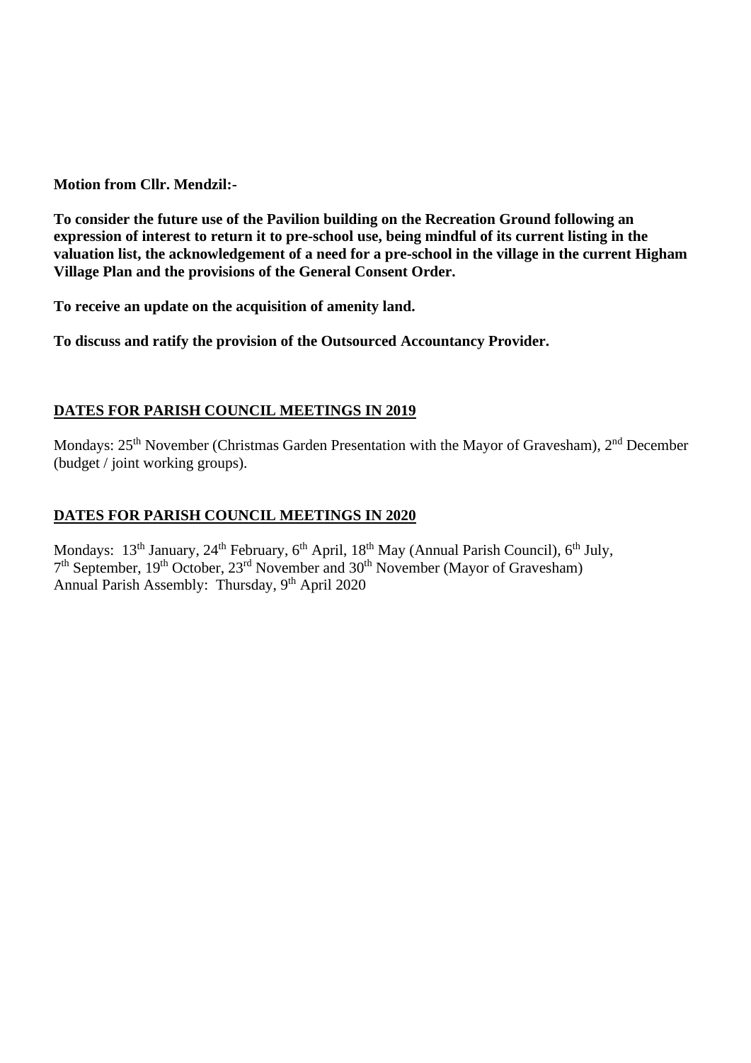**Motion from Cllr. Mendzil:-**

**To consider the future use of the Pavilion building on the Recreation Ground following an expression of interest to return it to pre-school use, being mindful of its current listing in the valuation list, the acknowledgement of a need for a pre-school in the village in the current Higham Village Plan and the provisions of the General Consent Order.**

**To receive an update on the acquisition of amenity land.**

**To discuss and ratify the provision of the Outsourced Accountancy Provider.**

## DATES FOR PARISH COUNCIL MEETINGS IN 2019

Mondays: 25th November (Christmas Garden Presentation with the Mayor of Gravesham), 2nd December (budget / joint working groups).

## DATES FOR PARISH COUNCIL MEETINGS IN 2020

Mondays: 13th January, 24th February, 6th April, 18th May (Annual Parish Council), 6th July, 7th September, 19th October, 23rd November and 30th November (Mayor of Gravesham)
Annual Parish Assembly: Thursday, 9th April 2020